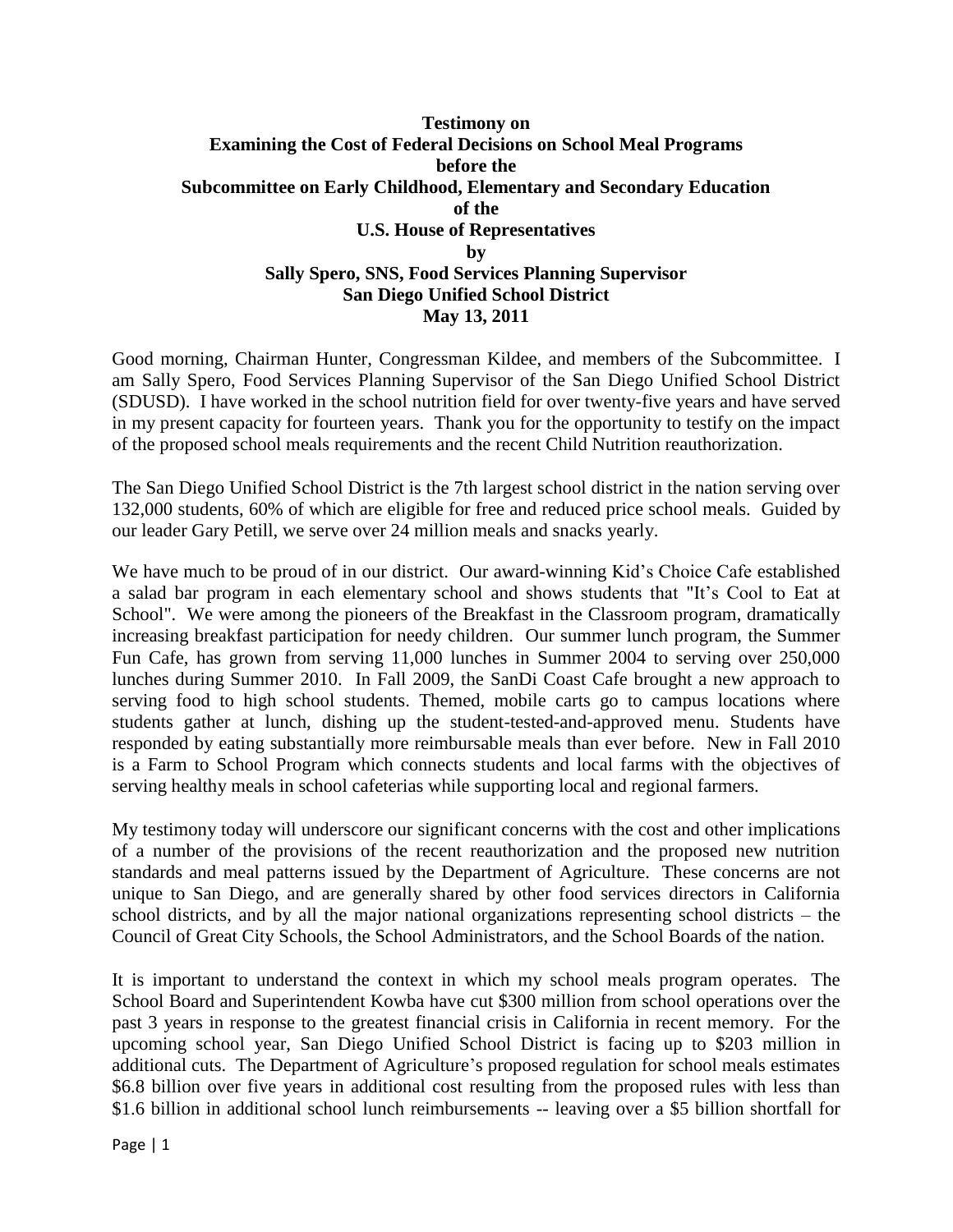**Testimony on**
**Examining the Cost of Federal Decisions on School Meal Programs**
**before the**
**Subcommittee on Early Childhood, Elementary and Secondary Education**
**of the**
**U.S. House of Representatives**
**by**
**Sally Spero, SNS, Food Services Planning Supervisor**
**San Diego Unified School District**
**May 13, 2011**

Good morning, Chairman Hunter, Congressman Kildee, and members of the Subcommittee. I am Sally Spero, Food Services Planning Supervisor of the San Diego Unified School District (SDUSD). I have worked in the school nutrition field for over twenty-five years and have served in my present capacity for fourteen years. Thank you for the opportunity to testify on the impact of the proposed school meals requirements and the recent Child Nutrition reauthorization.

The San Diego Unified School District is the 7th largest school district in the nation serving over 132,000 students, 60% of which are eligible for free and reduced price school meals. Guided by our leader Gary Petill, we serve over 24 million meals and snacks yearly.

We have much to be proud of in our district. Our award-winning Kid's Choice Cafe established a salad bar program in each elementary school and shows students that "It's Cool to Eat at School". We were among the pioneers of the Breakfast in the Classroom program, dramatically increasing breakfast participation for needy children. Our summer lunch program, the Summer Fun Cafe, has grown from serving 11,000 lunches in Summer 2004 to serving over 250,000 lunches during Summer 2010. In Fall 2009, the SanDi Coast Cafe brought a new approach to serving food to high school students. Themed, mobile carts go to campus locations where students gather at lunch, dishing up the student-tested-and-approved menu. Students have responded by eating substantially more reimbursable meals than ever before. New in Fall 2010 is a Farm to School Program which connects students and local farms with the objectives of serving healthy meals in school cafeterias while supporting local and regional farmers.

My testimony today will underscore our significant concerns with the cost and other implications of a number of the provisions of the recent reauthorization and the proposed new nutrition standards and meal patterns issued by the Department of Agriculture. These concerns are not unique to San Diego, and are generally shared by other food services directors in California school districts, and by all the major national organizations representing school districts – the Council of Great City Schools, the School Administrators, and the School Boards of the nation.

It is important to understand the context in which my school meals program operates. The School Board and Superintendent Kowba have cut $300 million from school operations over the past 3 years in response to the greatest financial crisis in California in recent memory. For the upcoming school year, San Diego Unified School District is facing up to $203 million in additional cuts. The Department of Agriculture's proposed regulation for school meals estimates $6.8 billion over five years in additional cost resulting from the proposed rules with less than $1.6 billion in additional school lunch reimbursements -- leaving over a $5 billion shortfall for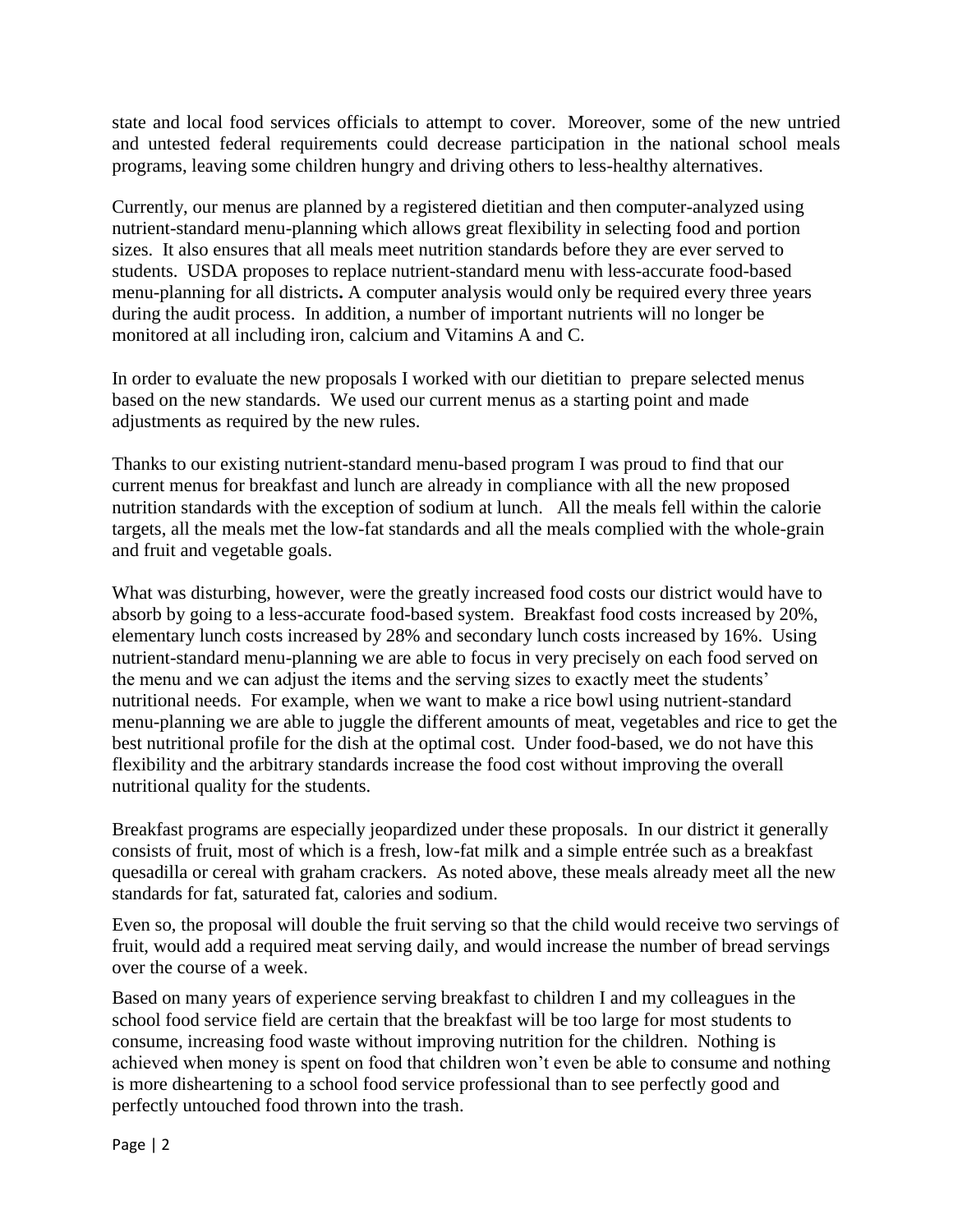state and local food services officials to attempt to cover. Moreover, some of the new untried and untested federal requirements could decrease participation in the national school meals programs, leaving some children hungry and driving others to less-healthy alternatives.

Currently, our menus are planned by a registered dietitian and then computer-analyzed using nutrient-standard menu-planning which allows great flexibility in selecting food and portion sizes. It also ensures that all meals meet nutrition standards before they are ever served to students. USDA proposes to replace nutrient-standard menu with less-accurate food-based menu-planning for all districts**.** A computer analysis would only be required every three years during the audit process. In addition, a number of important nutrients will no longer be monitored at all including iron, calcium and Vitamins A and C.

In order to evaluate the new proposals I worked with our dietitian to prepare selected menus based on the new standards. We used our current menus as a starting point and made adjustments as required by the new rules.

Thanks to our existing nutrient-standard menu-based program I was proud to find that our current menus for breakfast and lunch are already in compliance with all the new proposed nutrition standards with the exception of sodium at lunch. All the meals fell within the calorie targets, all the meals met the low-fat standards and all the meals complied with the whole-grain and fruit and vegetable goals.

What was disturbing, however, were the greatly increased food costs our district would have to absorb by going to a less-accurate food-based system. Breakfast food costs increased by 20%, elementary lunch costs increased by 28% and secondary lunch costs increased by 16%. Using nutrient-standard menu-planning we are able to focus in very precisely on each food served on the menu and we can adjust the items and the serving sizes to exactly meet the students' nutritional needs. For example, when we want to make a rice bowl using nutrient-standard menu-planning we are able to juggle the different amounts of meat, vegetables and rice to get the best nutritional profile for the dish at the optimal cost. Under food-based, we do not have this flexibility and the arbitrary standards increase the food cost without improving the overall nutritional quality for the students.

Breakfast programs are especially jeopardized under these proposals. In our district it generally consists of fruit, most of which is a fresh, low-fat milk and a simple entrée such as a breakfast quesadilla or cereal with graham crackers. As noted above, these meals already meet all the new standards for fat, saturated fat, calories and sodium.

Even so, the proposal will double the fruit serving so that the child would receive two servings of fruit, would add a required meat serving daily, and would increase the number of bread servings over the course of a week.

Based on many years of experience serving breakfast to children I and my colleagues in the school food service field are certain that the breakfast will be too large for most students to consume, increasing food waste without improving nutrition for the children. Nothing is achieved when money is spent on food that children won't even be able to consume and nothing is more disheartening to a school food service professional than to see perfectly good and perfectly untouched food thrown into the trash.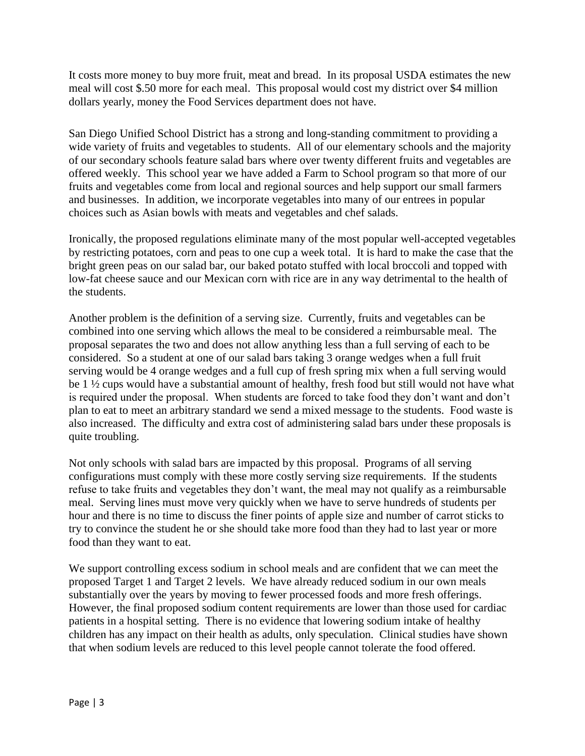It costs more money to buy more fruit, meat and bread. In its proposal USDA estimates the new meal will cost $.50 more for each meal. This proposal would cost my district over $4 million dollars yearly, money the Food Services department does not have.

San Diego Unified School District has a strong and long-standing commitment to providing a wide variety of fruits and vegetables to students. All of our elementary schools and the majority of our secondary schools feature salad bars where over twenty different fruits and vegetables are offered weekly. This school year we have added a Farm to School program so that more of our fruits and vegetables come from local and regional sources and help support our small farmers and businesses. In addition, we incorporate vegetables into many of our entrees in popular choices such as Asian bowls with meats and vegetables and chef salads.

Ironically, the proposed regulations eliminate many of the most popular well-accepted vegetables by restricting potatoes, corn and peas to one cup a week total. It is hard to make the case that the bright green peas on our salad bar, our baked potato stuffed with local broccoli and topped with low-fat cheese sauce and our Mexican corn with rice are in any way detrimental to the health of the students.

Another problem is the definition of a serving size. Currently, fruits and vegetables can be combined into one serving which allows the meal to be considered a reimbursable meal. The proposal separates the two and does not allow anything less than a full serving of each to be considered. So a student at one of our salad bars taking 3 orange wedges when a full fruit serving would be 4 orange wedges and a full cup of fresh spring mix when a full serving would be 1 ½ cups would have a substantial amount of healthy, fresh food but still would not have what is required under the proposal. When students are forced to take food they don't want and don't plan to eat to meet an arbitrary standard we send a mixed message to the students. Food waste is also increased. The difficulty and extra cost of administering salad bars under these proposals is quite troubling.

Not only schools with salad bars are impacted by this proposal. Programs of all serving configurations must comply with these more costly serving size requirements. If the students refuse to take fruits and vegetables they don't want, the meal may not qualify as a reimbursable meal. Serving lines must move very quickly when we have to serve hundreds of students per hour and there is no time to discuss the finer points of apple size and number of carrot sticks to try to convince the student he or she should take more food than they had to last year or more food than they want to eat.

We support controlling excess sodium in school meals and are confident that we can meet the proposed Target 1 and Target 2 levels. We have already reduced sodium in our own meals substantially over the years by moving to fewer processed foods and more fresh offerings. However, the final proposed sodium content requirements are lower than those used for cardiac patients in a hospital setting. There is no evidence that lowering sodium intake of healthy children has any impact on their health as adults, only speculation. Clinical studies have shown that when sodium levels are reduced to this level people cannot tolerate the food offered.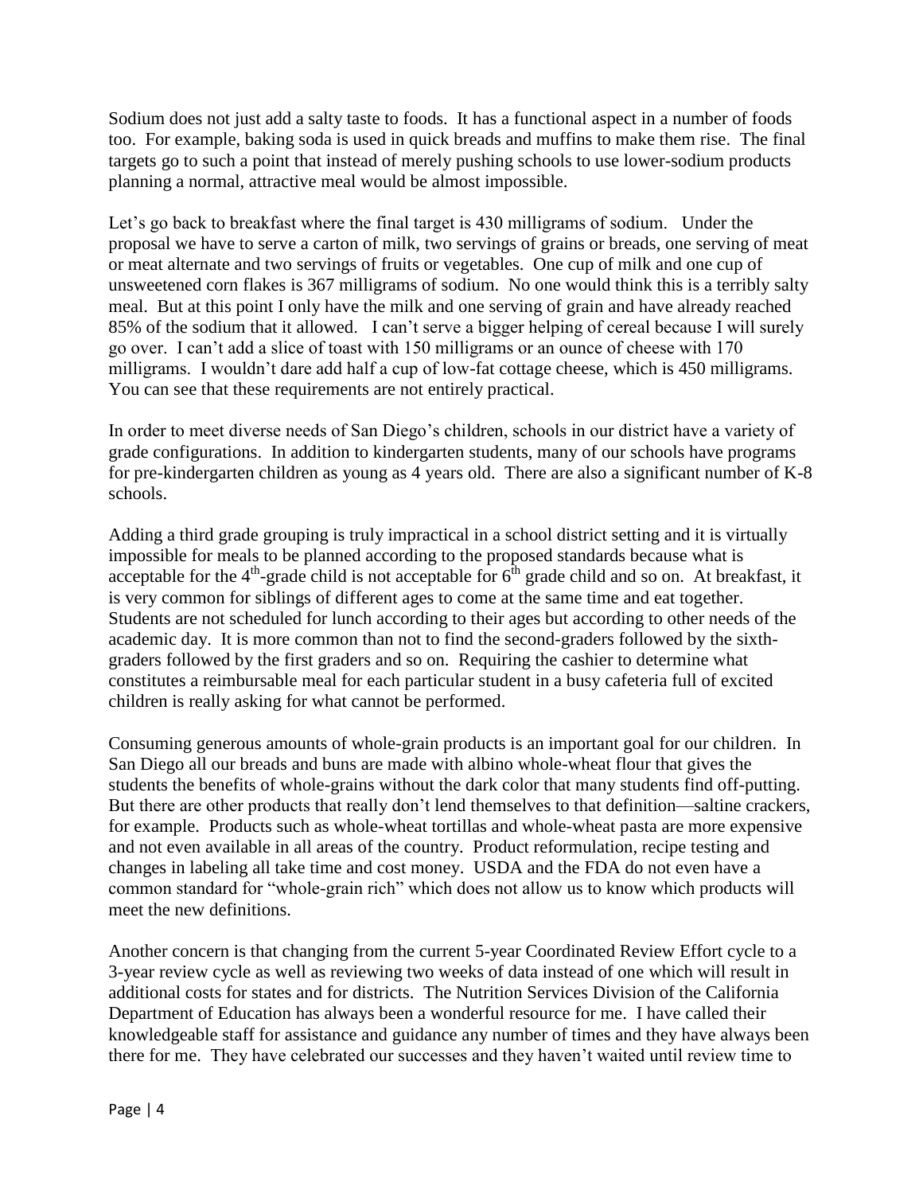Sodium does not just add a salty taste to foods. It has a functional aspect in a number of foods too. For example, baking soda is used in quick breads and muffins to make them rise. The final targets go to such a point that instead of merely pushing schools to use lower-sodium products planning a normal, attractive meal would be almost impossible.

Let's go back to breakfast where the final target is 430 milligrams of sodium. Under the proposal we have to serve a carton of milk, two servings of grains or breads, one serving of meat or meat alternate and two servings of fruits or vegetables. One cup of milk and one cup of unsweetened corn flakes is 367 milligrams of sodium. No one would think this is a terribly salty meal. But at this point I only have the milk and one serving of grain and have already reached 85% of the sodium that it allowed. I can't serve a bigger helping of cereal because I will surely go over. I can't add a slice of toast with 150 milligrams or an ounce of cheese with 170 milligrams. I wouldn't dare add half a cup of low-fat cottage cheese, which is 450 milligrams. You can see that these requirements are not entirely practical.

In order to meet diverse needs of San Diego's children, schools in our district have a variety of grade configurations. In addition to kindergarten students, many of our schools have programs for pre-kindergarten children as young as 4 years old. There are also a significant number of K-8 schools.

Adding a third grade grouping is truly impractical in a school district setting and it is virtually impossible for meals to be planned according to the proposed standards because what is acceptable for the 4th-grade child is not acceptable for 6th grade child and so on. At breakfast, it is very common for siblings of different ages to come at the same time and eat together. Students are not scheduled for lunch according to their ages but according to other needs of the academic day. It is more common than not to find the second-graders followed by the sixth-graders followed by the first graders and so on. Requiring the cashier to determine what constitutes a reimbursable meal for each particular student in a busy cafeteria full of excited children is really asking for what cannot be performed.

Consuming generous amounts of whole-grain products is an important goal for our children. In San Diego all our breads and buns are made with albino whole-wheat flour that gives the students the benefits of whole-grains without the dark color that many students find off-putting. But there are other products that really don't lend themselves to that definition—saltine crackers, for example. Products such as whole-wheat tortillas and whole-wheat pasta are more expensive and not even available in all areas of the country. Product reformulation, recipe testing and changes in labeling all take time and cost money. USDA and the FDA do not even have a common standard for "whole-grain rich" which does not allow us to know which products will meet the new definitions.

Another concern is that changing from the current 5-year Coordinated Review Effort cycle to a 3-year review cycle as well as reviewing two weeks of data instead of one which will result in additional costs for states and for districts. The Nutrition Services Division of the California Department of Education has always been a wonderful resource for me. I have called their knowledgeable staff for assistance and guidance any number of times and they have always been there for me. They have celebrated our successes and they haven't waited until review time to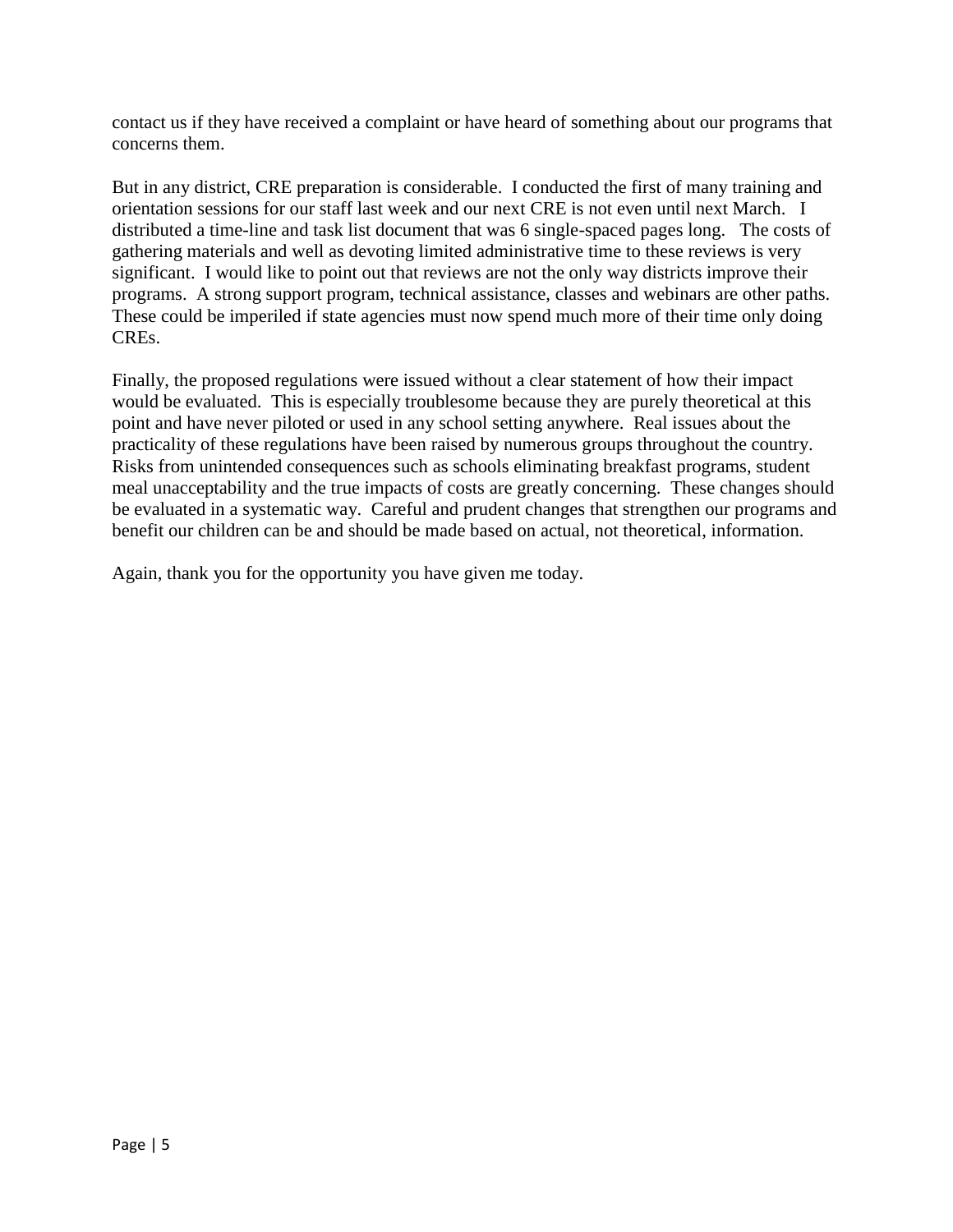contact us if they have received a complaint or have heard of something about our programs that concerns them.

But in any district, CRE preparation is considerable. I conducted the first of many training and orientation sessions for our staff last week and our next CRE is not even until next March. I distributed a time-line and task list document that was 6 single-spaced pages long. The costs of gathering materials and well as devoting limited administrative time to these reviews is very significant. I would like to point out that reviews are not the only way districts improve their programs. A strong support program, technical assistance, classes and webinars are other paths. These could be imperiled if state agencies must now spend much more of their time only doing CREs.

Finally, the proposed regulations were issued without a clear statement of how their impact would be evaluated. This is especially troublesome because they are purely theoretical at this point and have never piloted or used in any school setting anywhere. Real issues about the practicality of these regulations have been raised by numerous groups throughout the country. Risks from unintended consequences such as schools eliminating breakfast programs, student meal unacceptability and the true impacts of costs are greatly concerning. These changes should be evaluated in a systematic way. Careful and prudent changes that strengthen our programs and benefit our children can be and should be made based on actual, not theoretical, information.

Again, thank you for the opportunity you have given me today.